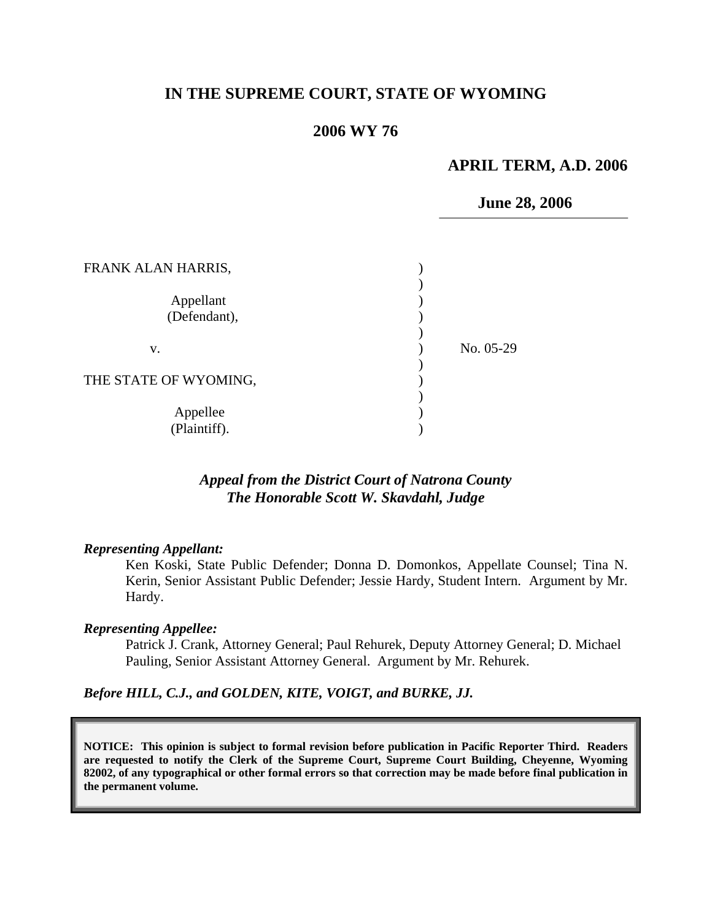# IN THE SUPREME COURT, STATE OF WYOMING

## 2006 WY 76

**APRIL TERM, A.D. 2006**

**June 28, 2006**

| | | |
|---|---|---|
| FRANK ALAN HARRIS, | ) | |
| Appellant (Defendant), | ) | |
| v. | ) | No. 05-29 |
| THE STATE OF WYOMING, | ) | |
| Appellee (Plaintiff). | ) | |

*Appeal from the District Court of Natrona County*
*The Honorable Scott W. Skavdahl, Judge*

***Representing Appellant:***

Ken Koski, State Public Defender; Donna D. Domonkos, Appellate Counsel; Tina N. Kerin, Senior Assistant Public Defender; Jessie Hardy, Student Intern. Argument by Mr. Hardy.

***Representing Appellee:***

Patrick J. Crank, Attorney General; Paul Rehurek, Deputy Attorney General; D. Michael Pauling, Senior Assistant Attorney General. Argument by Mr. Rehurek.

***Before HILL, C.J., and GOLDEN, KITE, VOIGT, and BURKE, JJ.***

**NOTICE: This opinion is subject to formal revision before publication in Pacific Reporter Third. Readers are requested to notify the Clerk of the Supreme Court, Supreme Court Building, Cheyenne, Wyoming 82002, of any typographical or other formal errors so that correction may be made before final publication in the permanent volume.**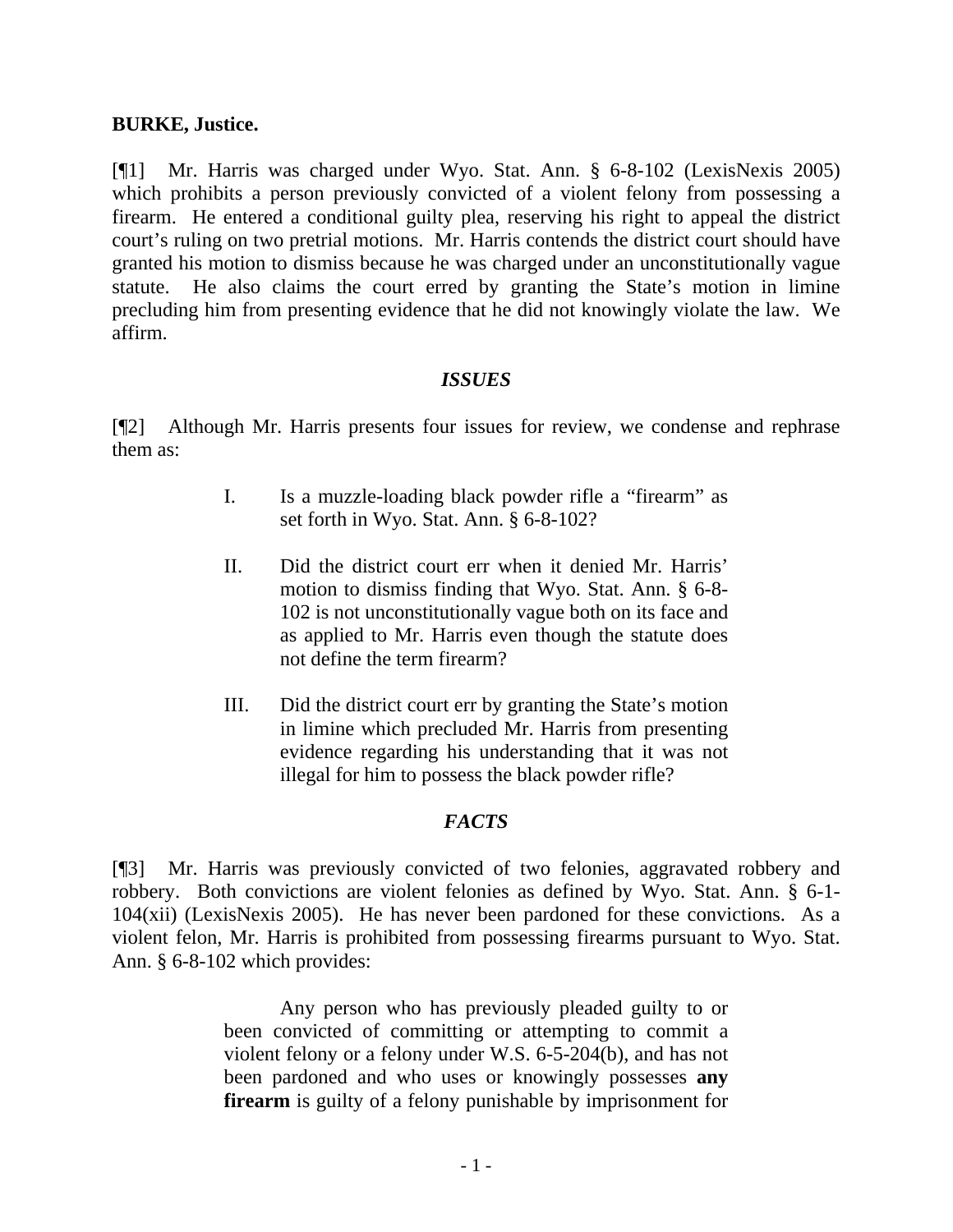**BURKE, Justice.**

[¶1] Mr. Harris was charged under Wyo. Stat. Ann. § 6-8-102 (LexisNexis 2005) which prohibits a person previously convicted of a violent felony from possessing a firearm. He entered a conditional guilty plea, reserving his right to appeal the district court's ruling on two pretrial motions. Mr. Harris contends the district court should have granted his motion to dismiss because he was charged under an unconstitutionally vague statute. He also claims the court erred by granting the State's motion in limine precluding him from presenting evidence that he did not knowingly violate the law. We affirm.

### *ISSUES*

[¶2] Although Mr. Harris presents four issues for review, we condense and rephrase them as:

> I. Is a muzzle-loading black powder rifle a "firearm" as set forth in Wyo. Stat. Ann. § 6-8-102?
>
> II. Did the district court err when it denied Mr. Harris' motion to dismiss finding that Wyo. Stat. Ann. § 6-8-102 is not unconstitutionally vague both on its face and as applied to Mr. Harris even though the statute does not define the term firearm?
>
> III. Did the district court err by granting the State's motion in limine which precluded Mr. Harris from presenting evidence regarding his understanding that it was not illegal for him to possess the black powder rifle?

### *FACTS*

[¶3] Mr. Harris was previously convicted of two felonies, aggravated robbery and robbery. Both convictions are violent felonies as defined by Wyo. Stat. Ann. § 6-1-104(xii) (LexisNexis 2005). He has never been pardoned for these convictions. As a violent felon, Mr. Harris is prohibited from possessing firearms pursuant to Wyo. Stat. Ann. § 6-8-102 which provides:

> Any person who has previously pleaded guilty to or been convicted of committing or attempting to commit a violent felony or a felony under W.S. 6-5-204(b), and has not been pardoned and who uses or knowingly possesses **any firearm** is guilty of a felony punishable by imprisonment for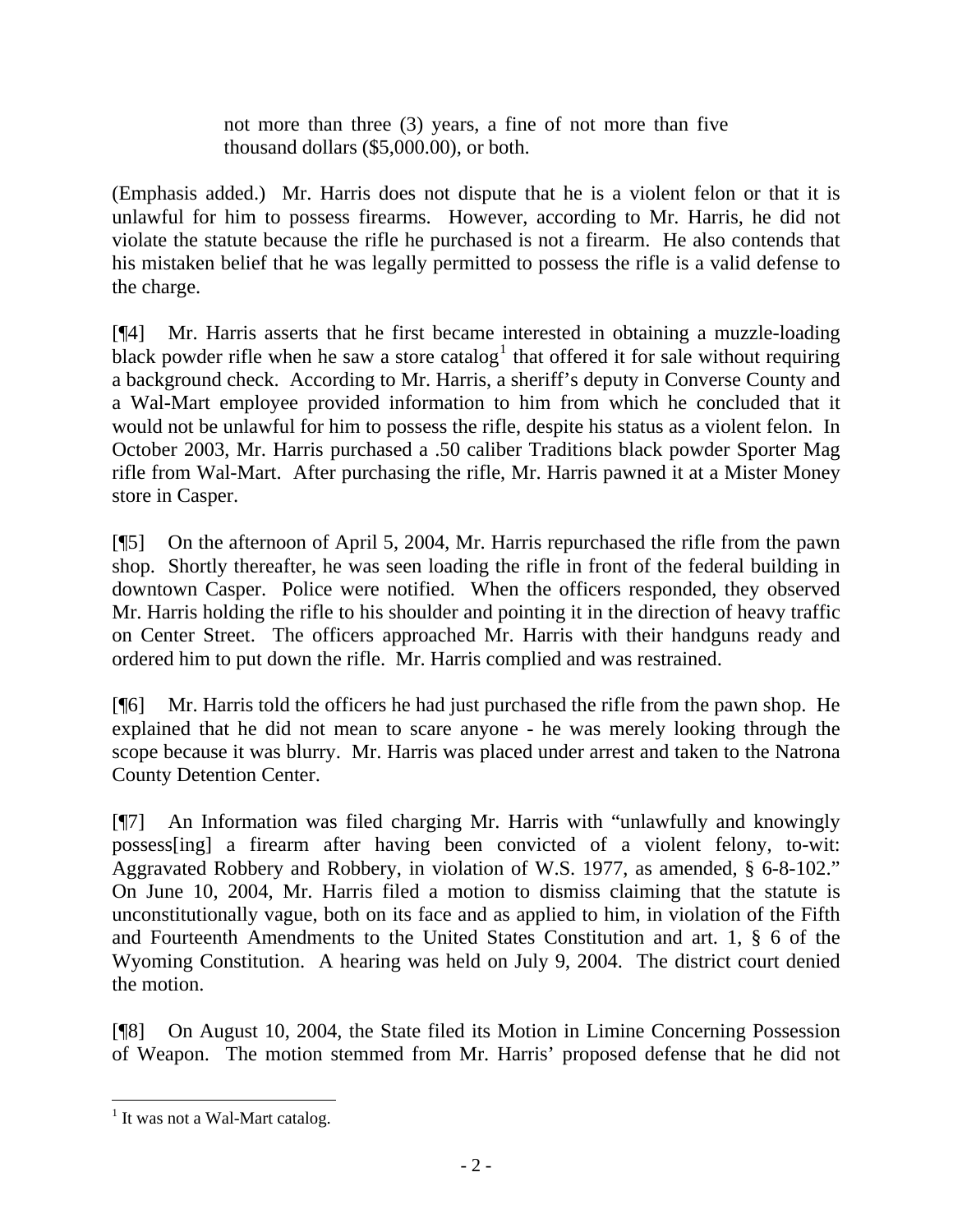> not more than three (3) years, a fine of not more than five thousand dollars ($5,000.00), or both.

(Emphasis added.) Mr. Harris does not dispute that he is a violent felon or that it is unlawful for him to possess firearms. However, according to Mr. Harris, he did not violate the statute because the rifle he purchased is not a firearm. He also contends that his mistaken belief that he was legally permitted to possess the rifle is a valid defense to the charge.

[¶4] Mr. Harris asserts that he first became interested in obtaining a muzzle-loading black powder rifle when he saw a store catalog[1] that offered it for sale without requiring a background check. According to Mr. Harris, a sheriff's deputy in Converse County and a Wal-Mart employee provided information to him from which he concluded that it would not be unlawful for him to possess the rifle, despite his status as a violent felon. In October 2003, Mr. Harris purchased a .50 caliber Traditions black powder Sporter Mag rifle from Wal-Mart. After purchasing the rifle, Mr. Harris pawned it at a Mister Money store in Casper.

[¶5] On the afternoon of April 5, 2004, Mr. Harris repurchased the rifle from the pawn shop. Shortly thereafter, he was seen loading the rifle in front of the federal building in downtown Casper. Police were notified. When the officers responded, they observed Mr. Harris holding the rifle to his shoulder and pointing it in the direction of heavy traffic on Center Street. The officers approached Mr. Harris with their handguns ready and ordered him to put down the rifle. Mr. Harris complied and was restrained.

[¶6] Mr. Harris told the officers he had just purchased the rifle from the pawn shop. He explained that he did not mean to scare anyone - he was merely looking through the scope because it was blurry. Mr. Harris was placed under arrest and taken to the Natrona County Detention Center.

[¶7] An Information was filed charging Mr. Harris with "unlawfully and knowingly possess[ing] a firearm after having been convicted of a violent felony, to-wit: Aggravated Robbery and Robbery, in violation of W.S. 1977, as amended, § 6-8-102." On June 10, 2004, Mr. Harris filed a motion to dismiss claiming that the statute is unconstitutionally vague, both on its face and as applied to him, in violation of the Fifth and Fourteenth Amendments to the United States Constitution and art. 1, § 6 of the Wyoming Constitution. A hearing was held on July 9, 2004. The district court denied the motion.

[¶8] On August 10, 2004, the State filed its Motion in Limine Concerning Possession of Weapon. The motion stemmed from Mr. Harris' proposed defense that he did not

---

[1] It was not a Wal-Mart catalog.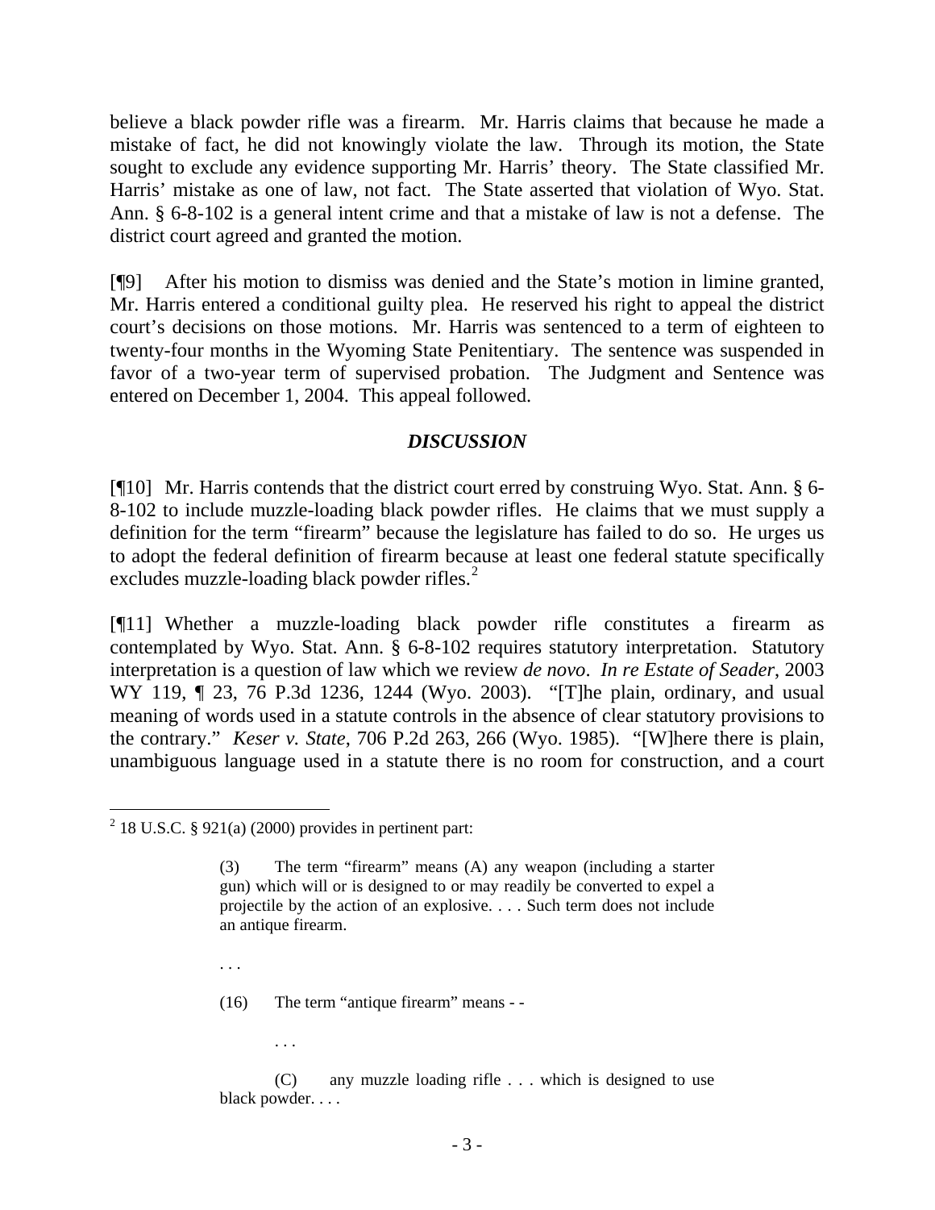believe a black powder rifle was a firearm. Mr. Harris claims that because he made a mistake of fact, he did not knowingly violate the law. Through its motion, the State sought to exclude any evidence supporting Mr. Harris' theory. The State classified Mr. Harris' mistake as one of law, not fact. The State asserted that violation of Wyo. Stat. Ann. § 6-8-102 is a general intent crime and that a mistake of law is not a defense. The district court agreed and granted the motion.

[¶9] After his motion to dismiss was denied and the State's motion in limine granted, Mr. Harris entered a conditional guilty plea. He reserved his right to appeal the district court's decisions on those motions. Mr. Harris was sentenced to a term of eighteen to twenty-four months in the Wyoming State Penitentiary. The sentence was suspended in favor of a two-year term of supervised probation. The Judgment and Sentence was entered on December 1, 2004. This appeal followed.

### *DISCUSSION*

[¶10] Mr. Harris contends that the district court erred by construing Wyo. Stat. Ann. § 6-8-102 to include muzzle-loading black powder rifles. He claims that we must supply a definition for the term "firearm" because the legislature has failed to do so. He urges us to adopt the federal definition of firearm because at least one federal statute specifically excludes muzzle-loading black powder rifles.[2]

[¶11] Whether a muzzle-loading black powder rifle constitutes a firearm as contemplated by Wyo. Stat. Ann. § 6-8-102 requires statutory interpretation. Statutory interpretation is a question of law which we review *de novo*. *In re Estate of Seader*, 2003 WY 119, ¶ 23, 76 P.3d 1236, 1244 (Wyo. 2003). "[T]he plain, ordinary, and usual meaning of words used in a statute controls in the absence of clear statutory provisions to the contrary." *Keser v. State*, 706 P.2d 263, 266 (Wyo. 1985). "[W]here there is plain, unambiguous language used in a statute there is no room for construction, and a court

---

[2] 18 U.S.C. § 921(a) (2000) provides in pertinent part:

> (3) The term "firearm" means (A) any weapon (including a starter gun) which will or is designed to or may readily be converted to expel a projectile by the action of an explosive. . . . Such term does not include an antique firearm.
>
> . . .
>
> (16) The term "antique firearm" means - -
>
> . . .
>
> (C) any muzzle loading rifle . . . which is designed to use black powder. . . .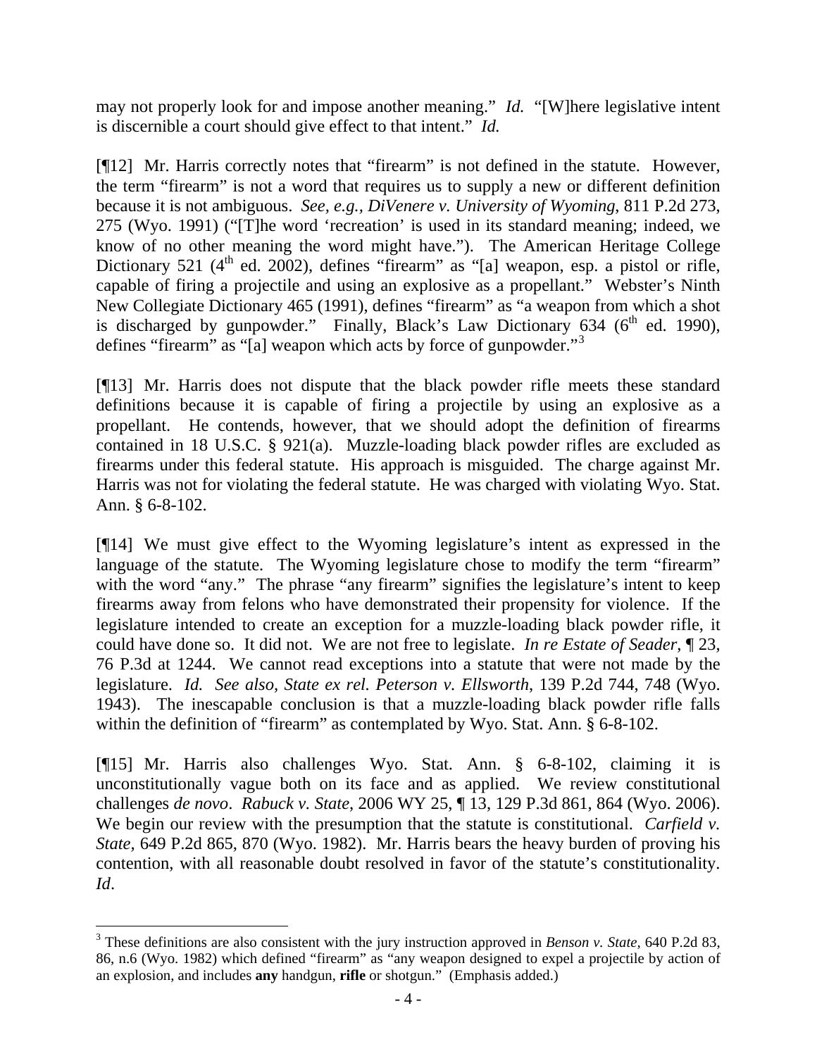may not properly look for and impose another meaning." *Id.* "[W]here legislative intent is discernible a court should give effect to that intent." *Id.*

[¶12] Mr. Harris correctly notes that "firearm" is not defined in the statute. However, the term "firearm" is not a word that requires us to supply a new or different definition because it is not ambiguous. *See, e.g., DiVenere v. University of Wyoming*, 811 P.2d 273, 275 (Wyo. 1991) ("[T]he word 'recreation' is used in its standard meaning; indeed, we know of no other meaning the word might have."). The American Heritage College Dictionary 521 (4th ed. 2002), defines "firearm" as "[a] weapon, esp. a pistol or rifle, capable of firing a projectile and using an explosive as a propellant." Webster's Ninth New Collegiate Dictionary 465 (1991), defines "firearm" as "a weapon from which a shot is discharged by gunpowder." Finally, Black's Law Dictionary 634 (6th ed. 1990), defines "firearm" as "[a] weapon which acts by force of gunpowder."[3]

[¶13] Mr. Harris does not dispute that the black powder rifle meets these standard definitions because it is capable of firing a projectile by using an explosive as a propellant. He contends, however, that we should adopt the definition of firearms contained in 18 U.S.C. § 921(a). Muzzle-loading black powder rifles are excluded as firearms under this federal statute. His approach is misguided. The charge against Mr. Harris was not for violating the federal statute. He was charged with violating Wyo. Stat. Ann. § 6-8-102.

[¶14] We must give effect to the Wyoming legislature's intent as expressed in the language of the statute. The Wyoming legislature chose to modify the term "firearm" with the word "any." The phrase "any firearm" signifies the legislature's intent to keep firearms away from felons who have demonstrated their propensity for violence. If the legislature intended to create an exception for a muzzle-loading black powder rifle, it could have done so. It did not. We are not free to legislate. *In re Estate of Seader*, ¶ 23, 76 P.3d at 1244. We cannot read exceptions into a statute that were not made by the legislature. *Id. See also*, *State ex rel. Peterson v. Ellsworth*, 139 P.2d 744, 748 (Wyo. 1943). The inescapable conclusion is that a muzzle-loading black powder rifle falls within the definition of "firearm" as contemplated by Wyo. Stat. Ann. § 6-8-102.

[¶15] Mr. Harris also challenges Wyo. Stat. Ann. § 6-8-102, claiming it is unconstitutionally vague both on its face and as applied. We review constitutional challenges *de novo*. *Rabuck v. State*, 2006 WY 25, ¶ 13, 129 P.3d 861, 864 (Wyo. 2006). We begin our review with the presumption that the statute is constitutional. *Carfield v. State*, 649 P.2d 865, 870 (Wyo. 1982). Mr. Harris bears the heavy burden of proving his contention, with all reasonable doubt resolved in favor of the statute's constitutionality. *Id*.

---

[3] These definitions are also consistent with the jury instruction approved in *Benson v. State*, 640 P.2d 83, 86, n.6 (Wyo. 1982) which defined "firearm" as "any weapon designed to expel a projectile by action of an explosion, and includes **any** handgun, **rifle** or shotgun." (Emphasis added.)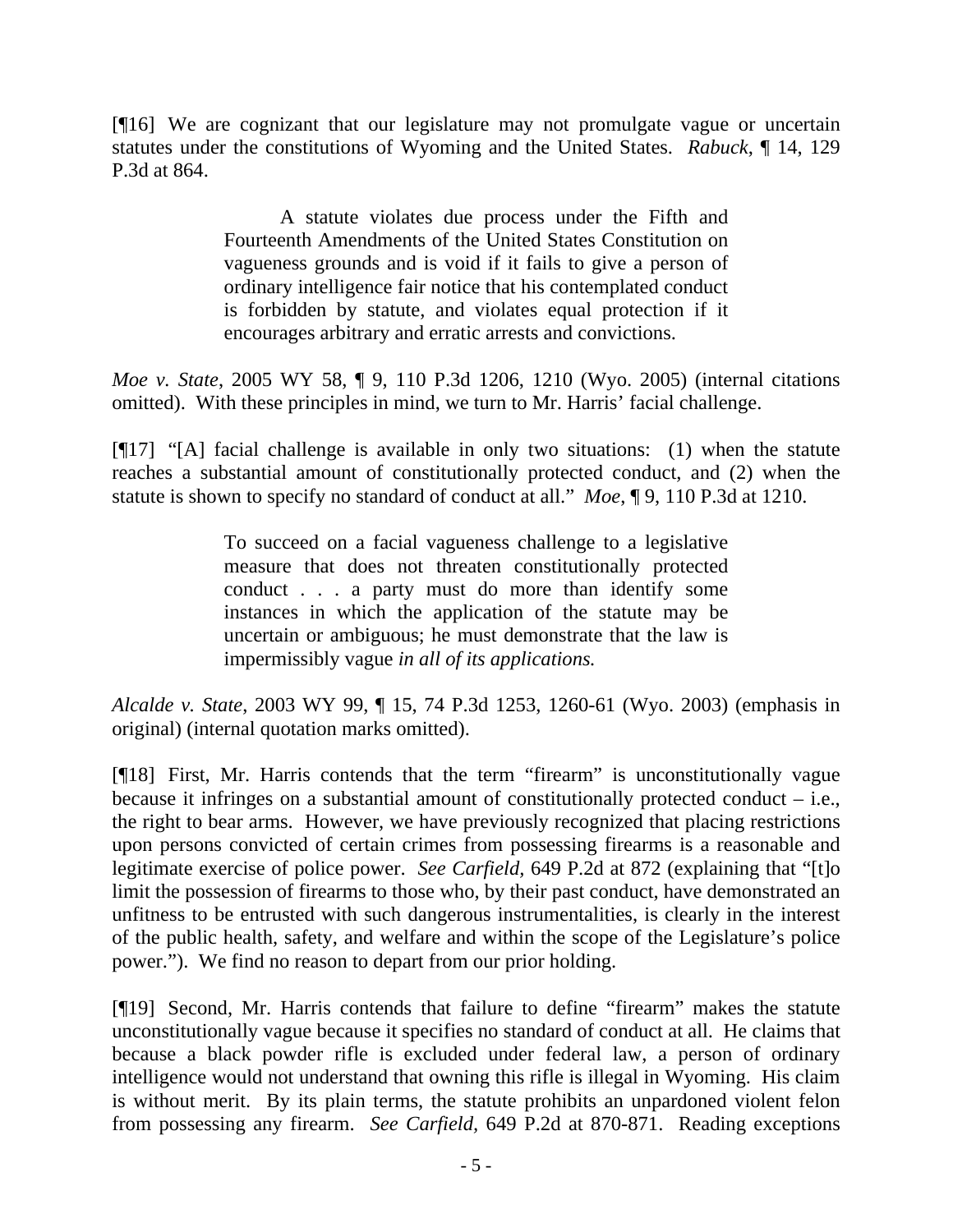[¶16] We are cognizant that our legislature may not promulgate vague or uncertain statutes under the constitutions of Wyoming and the United States. *Rabuck*, ¶ 14, 129 P.3d at 864.

> A statute violates due process under the Fifth and Fourteenth Amendments of the United States Constitution on vagueness grounds and is void if it fails to give a person of ordinary intelligence fair notice that his contemplated conduct is forbidden by statute, and violates equal protection if it encourages arbitrary and erratic arrests and convictions.

*Moe v. State*, 2005 WY 58, ¶ 9, 110 P.3d 1206, 1210 (Wyo. 2005) (internal citations omitted). With these principles in mind, we turn to Mr. Harris' facial challenge.

[¶17] "[A] facial challenge is available in only two situations: (1) when the statute reaches a substantial amount of constitutionally protected conduct, and (2) when the statute is shown to specify no standard of conduct at all." *Moe*, ¶ 9, 110 P.3d at 1210.

> To succeed on a facial vagueness challenge to a legislative measure that does not threaten constitutionally protected conduct . . . a party must do more than identify some instances in which the application of the statute may be uncertain or ambiguous; he must demonstrate that the law is impermissibly vague *in all of its applications.*

*Alcalde v. State*, 2003 WY 99, ¶ 15, 74 P.3d 1253, 1260-61 (Wyo. 2003) (emphasis in original) (internal quotation marks omitted).

[¶18] First, Mr. Harris contends that the term "firearm" is unconstitutionally vague because it infringes on a substantial amount of constitutionally protected conduct – i.e., the right to bear arms. However, we have previously recognized that placing restrictions upon persons convicted of certain crimes from possessing firearms is a reasonable and legitimate exercise of police power. *See Carfield*, 649 P.2d at 872 (explaining that "[t]o limit the possession of firearms to those who, by their past conduct, have demonstrated an unfitness to be entrusted with such dangerous instrumentalities, is clearly in the interest of the public health, safety, and welfare and within the scope of the Legislature's police power."). We find no reason to depart from our prior holding.

[¶19] Second, Mr. Harris contends that failure to define "firearm" makes the statute unconstitutionally vague because it specifies no standard of conduct at all. He claims that because a black powder rifle is excluded under federal law, a person of ordinary intelligence would not understand that owning this rifle is illegal in Wyoming. His claim is without merit. By its plain terms, the statute prohibits an unpardoned violent felon from possessing any firearm. *See Carfield*, 649 P.2d at 870-871. Reading exceptions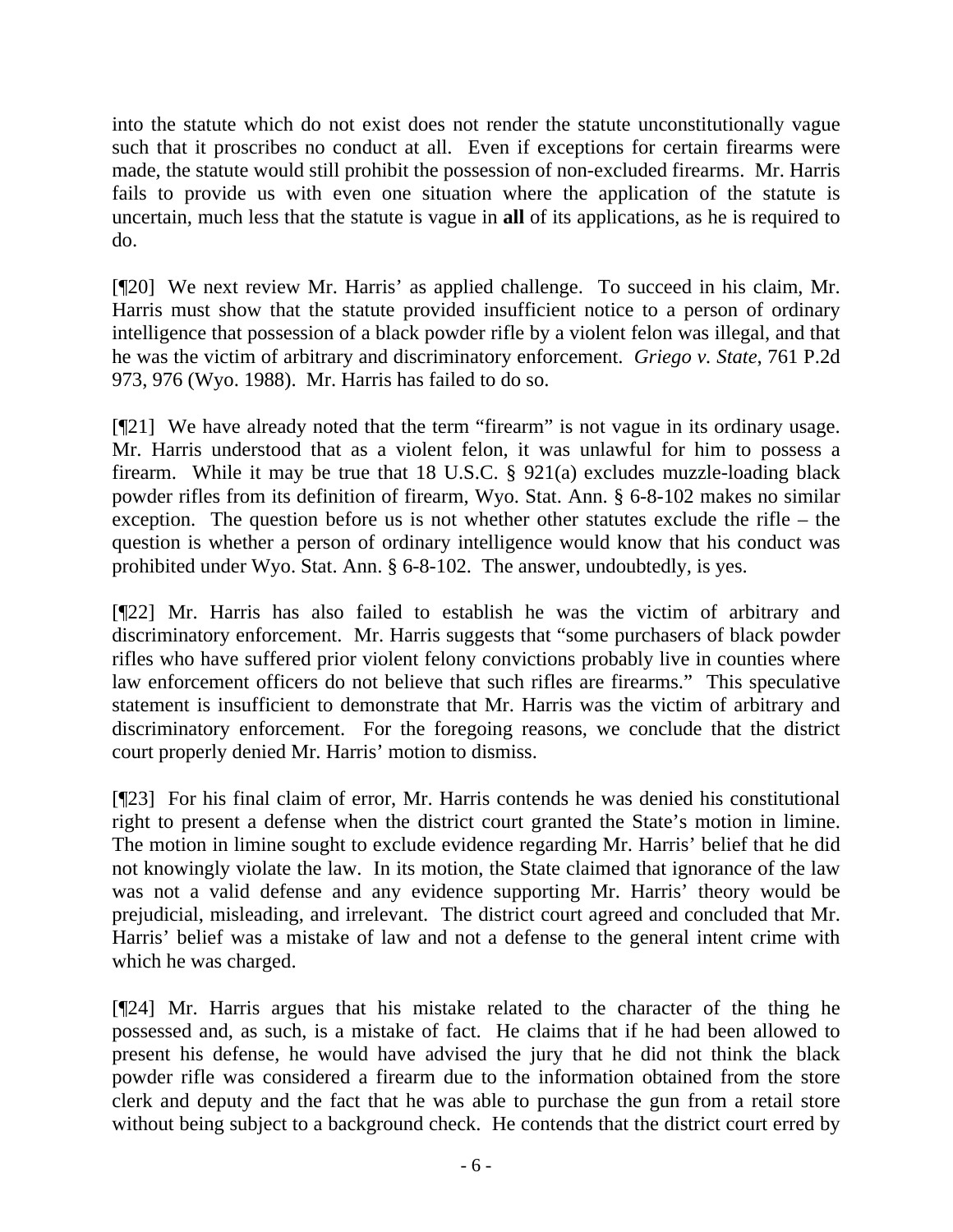into the statute which do not exist does not render the statute unconstitutionally vague such that it proscribes no conduct at all. Even if exceptions for certain firearms were made, the statute would still prohibit the possession of non-excluded firearms. Mr. Harris fails to provide us with even one situation where the application of the statute is uncertain, much less that the statute is vague in **all** of its applications, as he is required to do.

[¶20] We next review Mr. Harris' as applied challenge. To succeed in his claim, Mr. Harris must show that the statute provided insufficient notice to a person of ordinary intelligence that possession of a black powder rifle by a violent felon was illegal, and that he was the victim of arbitrary and discriminatory enforcement. *Griego v. State*, 761 P.2d 973, 976 (Wyo. 1988). Mr. Harris has failed to do so.

[¶21] We have already noted that the term "firearm" is not vague in its ordinary usage. Mr. Harris understood that as a violent felon, it was unlawful for him to possess a firearm. While it may be true that 18 U.S.C. § 921(a) excludes muzzle-loading black powder rifles from its definition of firearm, Wyo. Stat. Ann. § 6-8-102 makes no similar exception. The question before us is not whether other statutes exclude the rifle – the question is whether a person of ordinary intelligence would know that his conduct was prohibited under Wyo. Stat. Ann. § 6-8-102. The answer, undoubtedly, is yes.

[¶22] Mr. Harris has also failed to establish he was the victim of arbitrary and discriminatory enforcement. Mr. Harris suggests that "some purchasers of black powder rifles who have suffered prior violent felony convictions probably live in counties where law enforcement officers do not believe that such rifles are firearms." This speculative statement is insufficient to demonstrate that Mr. Harris was the victim of arbitrary and discriminatory enforcement. For the foregoing reasons, we conclude that the district court properly denied Mr. Harris' motion to dismiss.

[¶23] For his final claim of error, Mr. Harris contends he was denied his constitutional right to present a defense when the district court granted the State's motion in limine. The motion in limine sought to exclude evidence regarding Mr. Harris' belief that he did not knowingly violate the law. In its motion, the State claimed that ignorance of the law was not a valid defense and any evidence supporting Mr. Harris' theory would be prejudicial, misleading, and irrelevant. The district court agreed and concluded that Mr. Harris' belief was a mistake of law and not a defense to the general intent crime with which he was charged.

[¶24] Mr. Harris argues that his mistake related to the character of the thing he possessed and, as such, is a mistake of fact. He claims that if he had been allowed to present his defense, he would have advised the jury that he did not think the black powder rifle was considered a firearm due to the information obtained from the store clerk and deputy and the fact that he was able to purchase the gun from a retail store without being subject to a background check. He contends that the district court erred by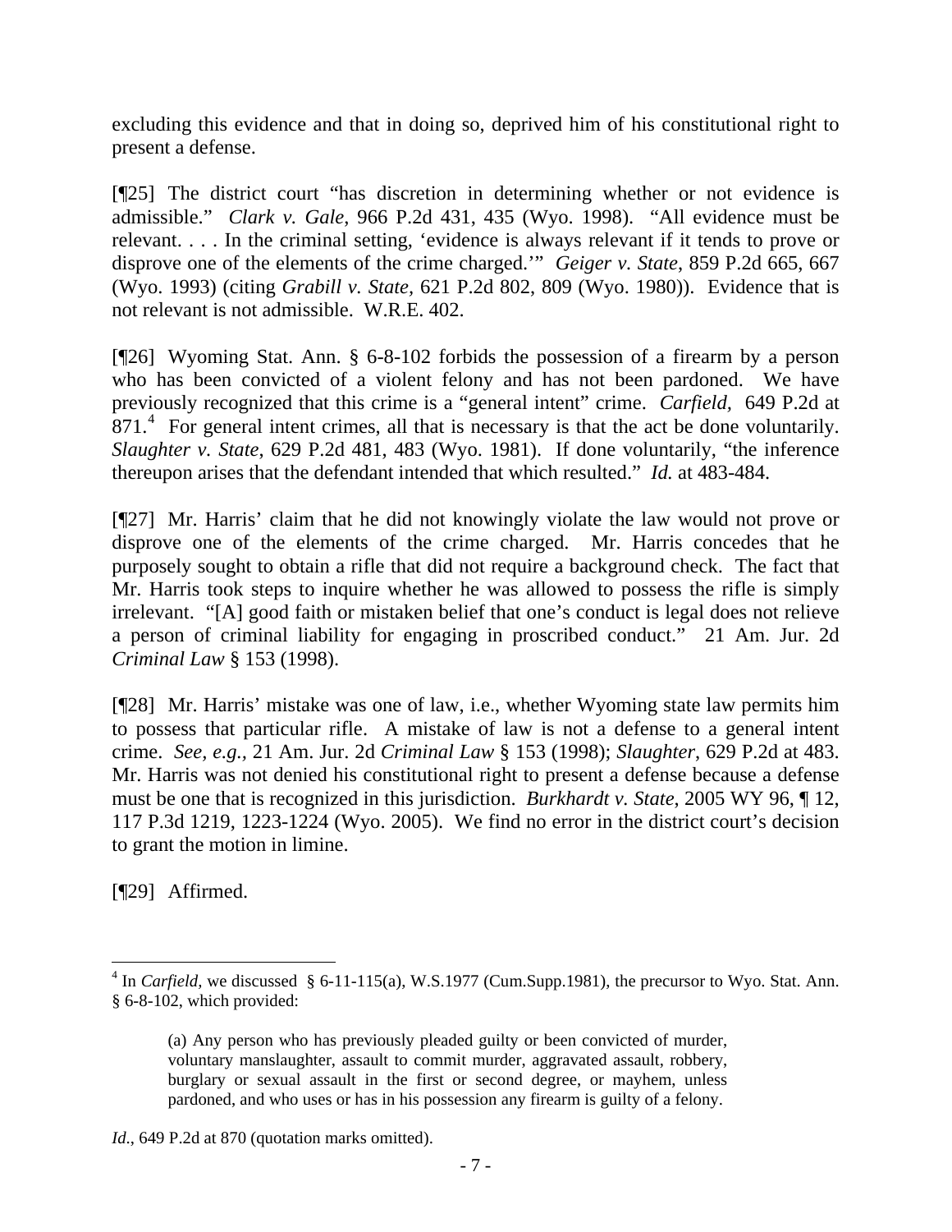excluding this evidence and that in doing so, deprived him of his constitutional right to present a defense.

[¶25] The district court "has discretion in determining whether or not evidence is admissible." *Clark v. Gale*, 966 P.2d 431, 435 (Wyo. 1998). "All evidence must be relevant. . . . In the criminal setting, 'evidence is always relevant if it tends to prove or disprove one of the elements of the crime charged.'" *Geiger v. State*, 859 P.2d 665, 667 (Wyo. 1993) (citing *Grabill v. State*, 621 P.2d 802, 809 (Wyo. 1980)). Evidence that is not relevant is not admissible. W.R.E. 402.

[¶26] Wyoming Stat. Ann. § 6-8-102 forbids the possession of a firearm by a person who has been convicted of a violent felony and has not been pardoned. We have previously recognized that this crime is a "general intent" crime. *Carfield,* 649 P.2d at 871.[4] For general intent crimes, all that is necessary is that the act be done voluntarily. *Slaughter v. State*, 629 P.2d 481, 483 (Wyo. 1981). If done voluntarily, "the inference thereupon arises that the defendant intended that which resulted." *Id.* at 483-484.

[¶27] Mr. Harris' claim that he did not knowingly violate the law would not prove or disprove one of the elements of the crime charged. Mr. Harris concedes that he purposely sought to obtain a rifle that did not require a background check. The fact that Mr. Harris took steps to inquire whether he was allowed to possess the rifle is simply irrelevant. "[A] good faith or mistaken belief that one's conduct is legal does not relieve a person of criminal liability for engaging in proscribed conduct." 21 Am. Jur. 2d *Criminal Law* § 153 (1998).

[¶28] Mr. Harris' mistake was one of law, i.e., whether Wyoming state law permits him to possess that particular rifle. A mistake of law is not a defense to a general intent crime. *See, e.g.*, 21 Am. Jur. 2d *Criminal Law* § 153 (1998); *Slaughter*, 629 P.2d at 483. Mr. Harris was not denied his constitutional right to present a defense because a defense must be one that is recognized in this jurisdiction. *Burkhardt v. State*, 2005 WY 96, ¶ 12, 117 P.3d 1219, 1223-1224 (Wyo. 2005). We find no error in the district court's decision to grant the motion in limine.

[¶29] Affirmed.

---

[4] In *Carfield,* we discussed § 6-11-115(a), W.S.1977 (Cum.Supp.1981), the precursor to Wyo. Stat. Ann. § 6-8-102, which provided:

> (a) Any person who has previously pleaded guilty or been convicted of murder, voluntary manslaughter, assault to commit murder, aggravated assault, robbery, burglary or sexual assault in the first or second degree, or mayhem, unless pardoned, and who uses or has in his possession any firearm is guilty of a felony.

*Id.*, 649 P.2d at 870 (quotation marks omitted).